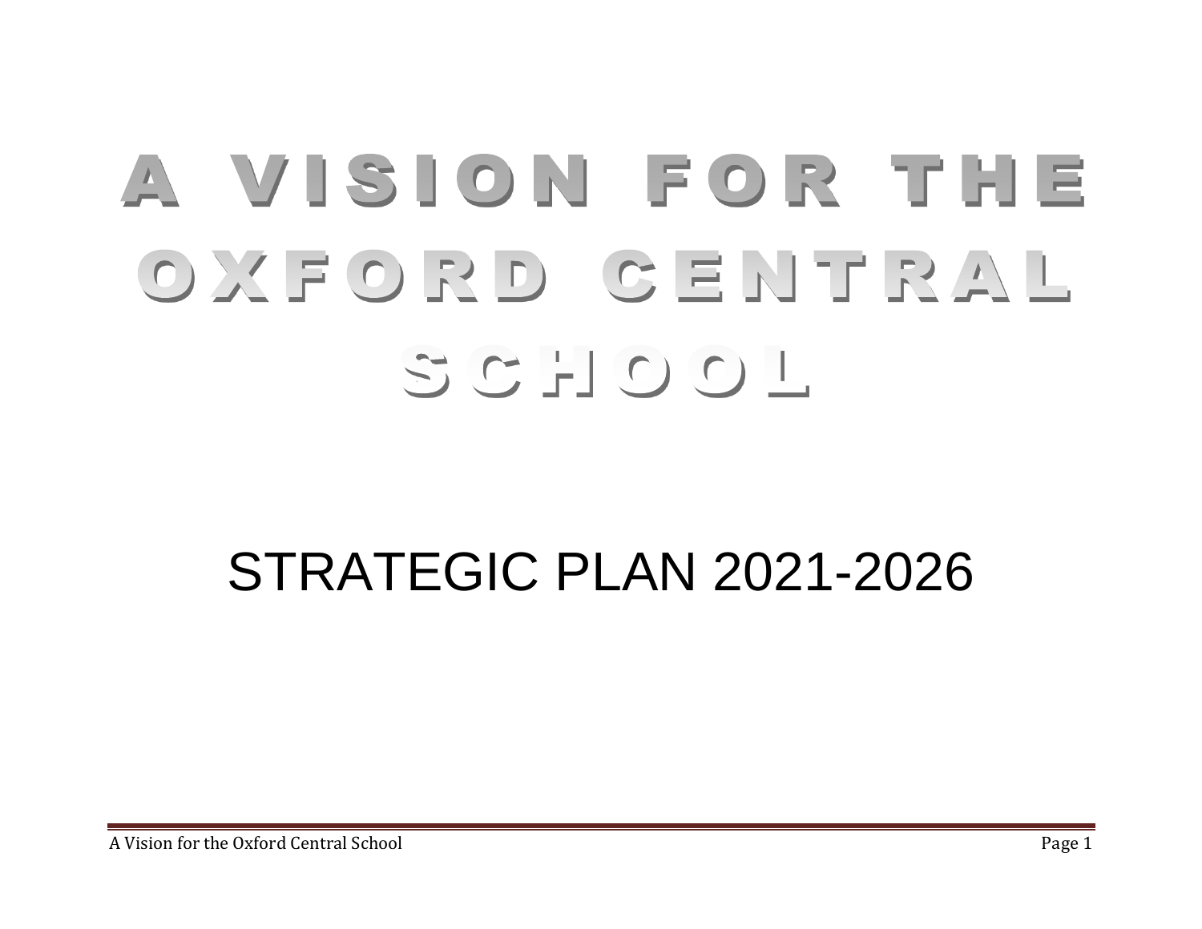# A VISION FOR THE OXFORD CENTRAL SCHOOL

## STRATEGIC PLAN 2021-2026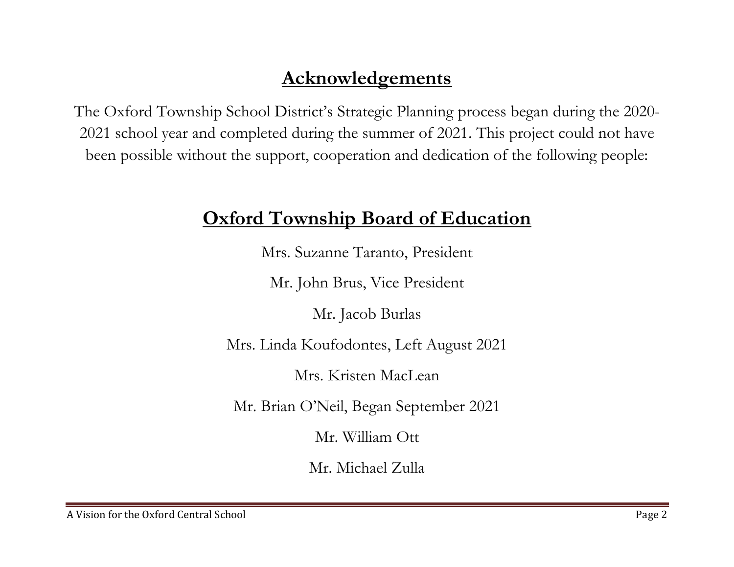# Acknowledgements

The Oxford Township School District's Strategic Planning process began during the 2020-2021 school year and completed during the summer of 2021. This project could not have been possible without the support, cooperation and dedication of the following people:

## Oxford Township Board of Education

Mrs. Suzanne Taranto, President

Mr. John Brus, Vice President

Mr. Jacob Burlas

Mrs. Linda Koufodontes, Left August 2021

Mrs. Kristen MacLean

Mr. Brian O'Neil, Began September 2021

Mr. William Ott

Mr. Michael Zulla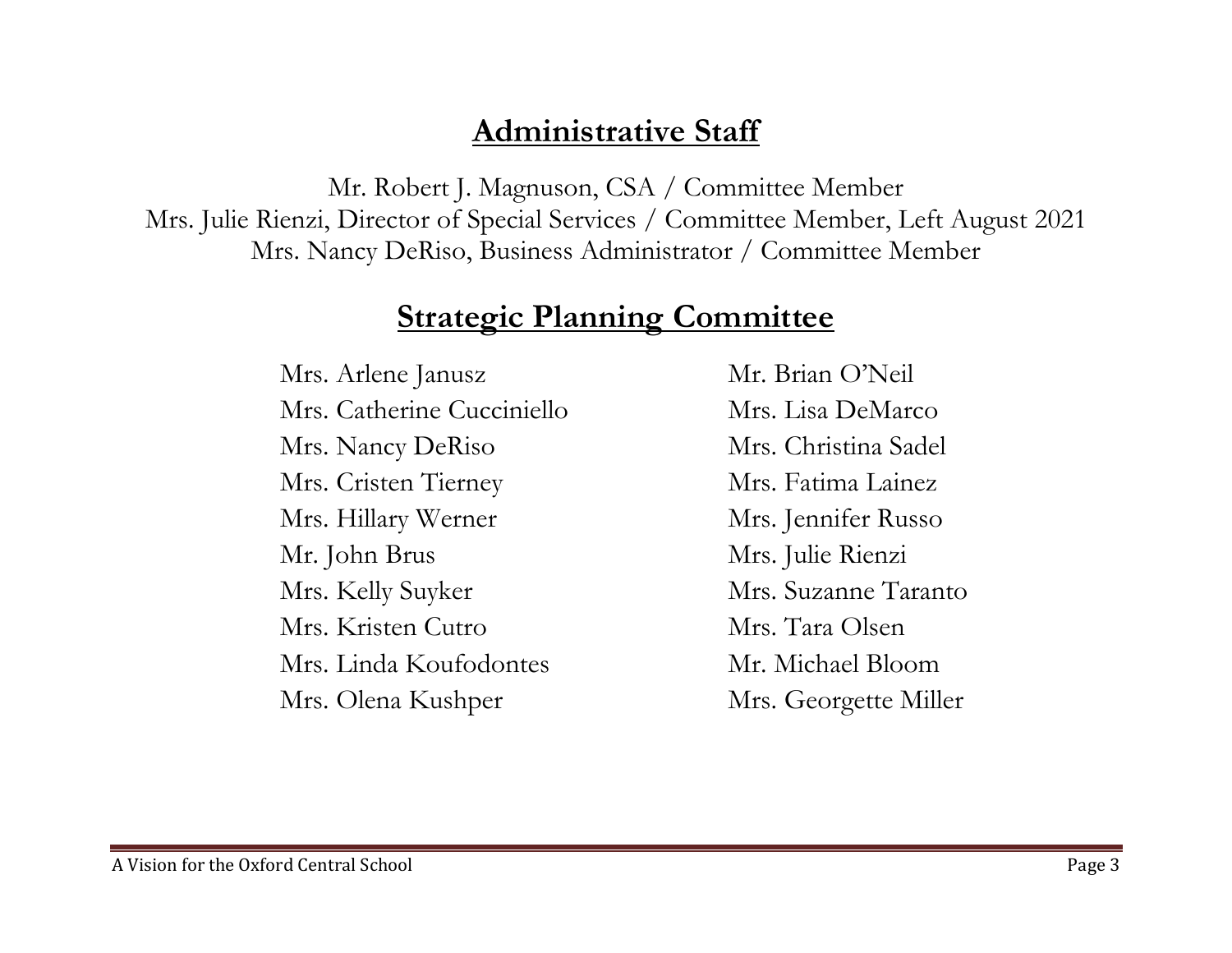## Administrative Staff

Mr. Robert J. Magnuson, CSA / Committee Member
Mrs. Julie Rienzi, Director of Special Services / Committee Member, Left August 2021
Mrs. Nancy DeRiso, Business Administrator / Committee Member

## Strategic Planning Committee

Mrs. Arlene Janusz
Mrs. Catherine Cucciniello
Mrs. Nancy DeRiso
Mrs. Cristen Tierney
Mrs. Hillary Werner
Mr. John Brus
Mrs. Kelly Suyker
Mrs. Kristen Cutro
Mrs. Linda Koufodontes
Mrs. Olena Kushper
Mr. Brian O'Neil
Mrs. Lisa DeMarco
Mrs. Christina Sadel
Mrs. Fatima Lainez
Mrs. Jennifer Russo
Mrs. Julie Rienzi
Mrs. Suzanne Taranto
Mrs. Tara Olsen
Mr. Michael Bloom
Mrs. Georgette Miller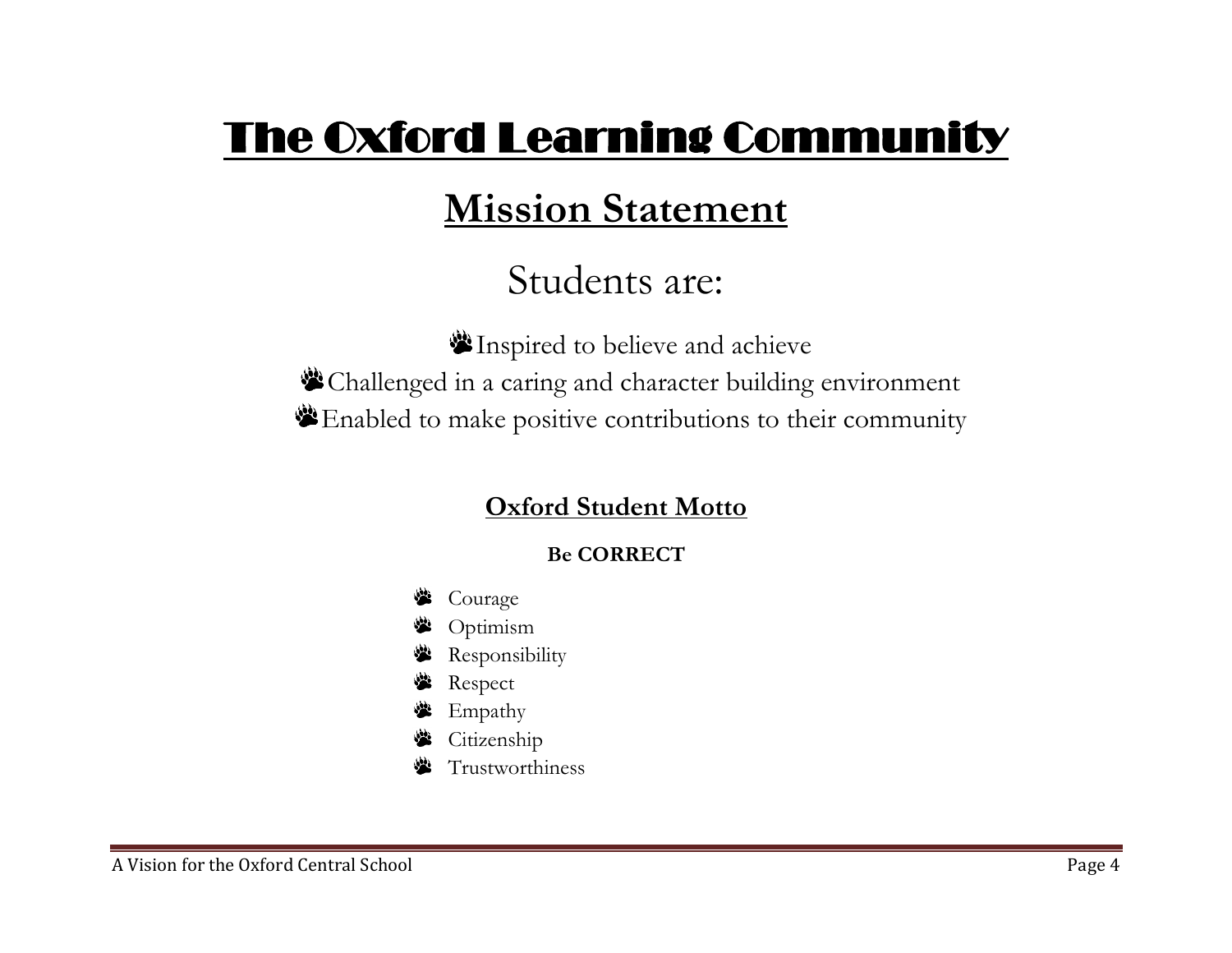# The Oxford Learning Community

## Mission Statement

Students are:

- Inspired to believe and achieve
- Challenged in a caring and character building environment
- Enabled to make positive contributions to their community

### Oxford Student Motto

**Be CORRECT**

- Courage
- Optimism
- Responsibility
- Respect
- Empathy
- Citizenship
- Trustworthiness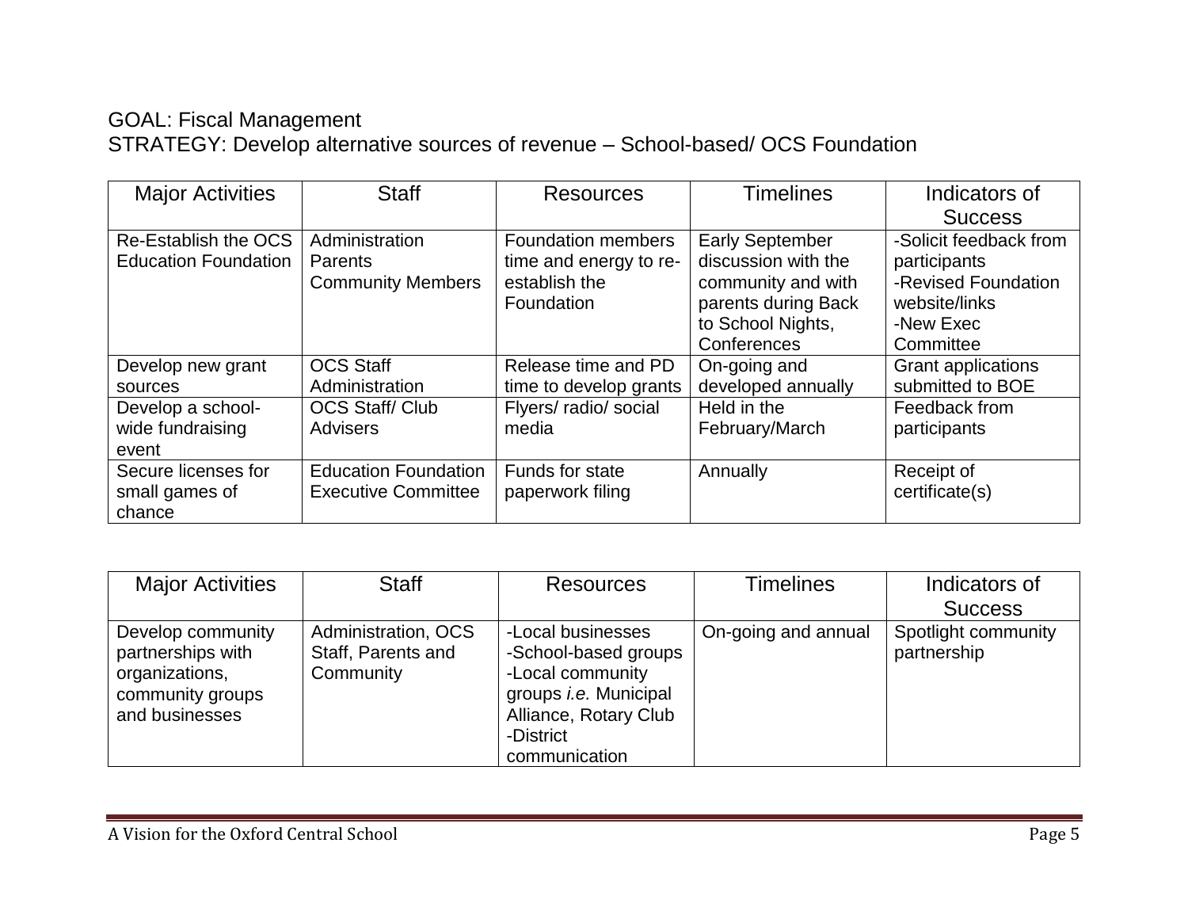GOAL: Fiscal Management

STRATEGY: Develop alternative sources of revenue – School-based/ OCS Foundation

| Major Activities | Staff | Resources | Timelines | Indicators of Success |
|---|---|---|---|---|
| Re-Establish the OCS Education Foundation | Administration<br>Parents<br>Community Members | Foundation members time and energy to re-establish the Foundation | Early September discussion with the community and with parents during Back to School Nights, Conferences | -Solicit feedback from participants<br>-Revised Foundation website/links<br>-New Exec Committee |
| Develop new grant sources | OCS Staff<br>Administration | Release time and PD time to develop grants | On-going and developed annually | Grant applications submitted to BOE |
| Develop a school-wide fundraising event | OCS Staff/ Club Advisers | Flyers/ radio/ social media | Held in the February/March | Feedback from participants |
| Secure licenses for small games of chance | Education Foundation Executive Committee | Funds for state paperwork filing | Annually | Receipt of certificate(s) |

| Major Activities | Staff | Resources | Timelines | Indicators of Success |
|---|---|---|---|---|
| Develop community partnerships with organizations, community groups and businesses | Administration, OCS Staff, Parents and Community | -Local businesses<br>-School-based groups<br>-Local community groups *i.e.* Municipal Alliance, Rotary Club<br>-District communication | On-going and annual | Spotlight community partnership |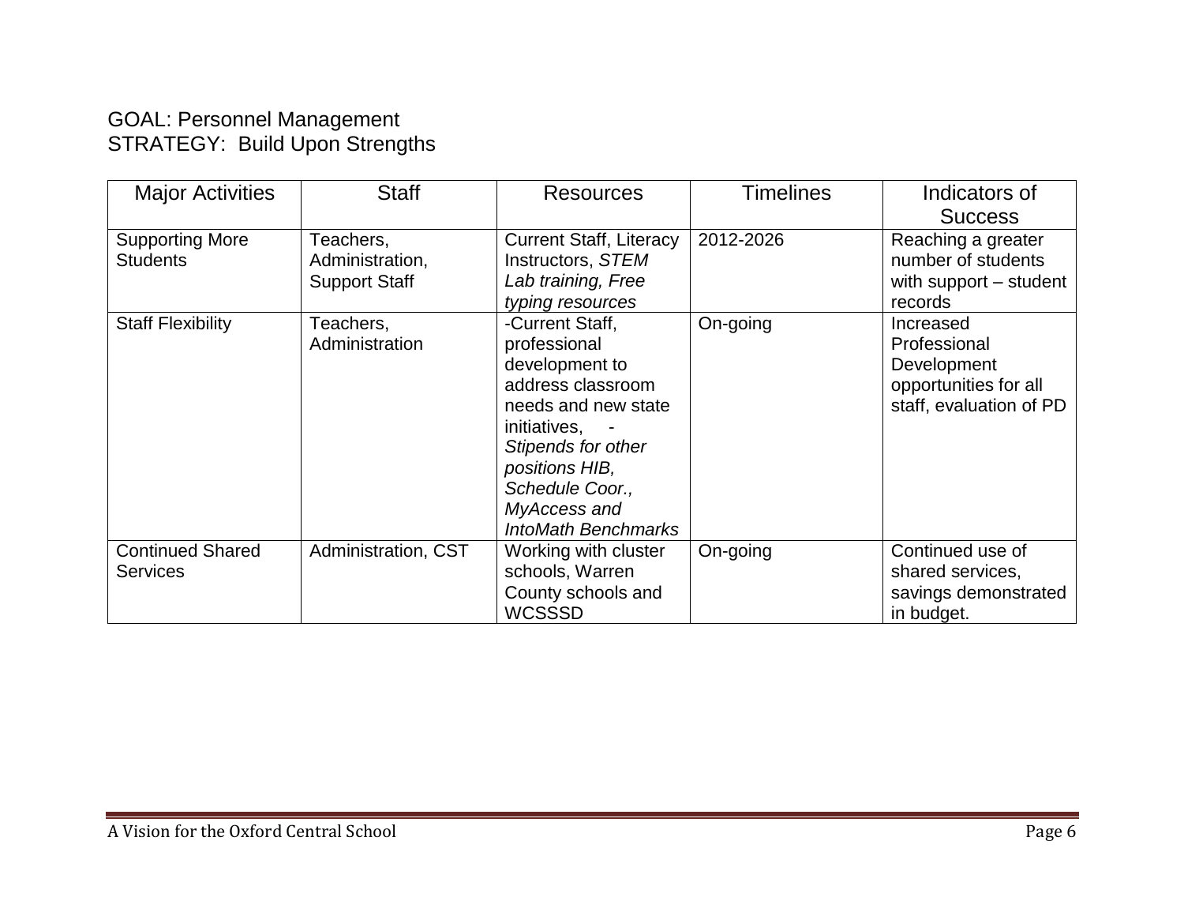GOAL: Personnel Management
STRATEGY: Build Upon Strengths

| Major Activities | Staff | Resources | Timelines | Indicators of Success |
|---|---|---|---|---|
| Supporting More Students | Teachers, Administration, Support Staff | Current Staff, Literacy Instructors, *STEM Lab training, Free typing resources* | 2012-2026 | Reaching a greater number of students with support – student records |
| Staff Flexibility | Teachers, Administration | -Current Staff, professional development to address classroom needs and new state initiatives, - *Stipends for other positions HIB, Schedule Coor., MyAccess and IntoMath Benchmarks* | On-going | Increased Professional Development opportunities for all staff, evaluation of PD |
| Continued Shared Services | Administration, CST | Working with cluster schools, Warren County schools and WCSSSD | On-going | Continued use of shared services, savings demonstrated in budget. |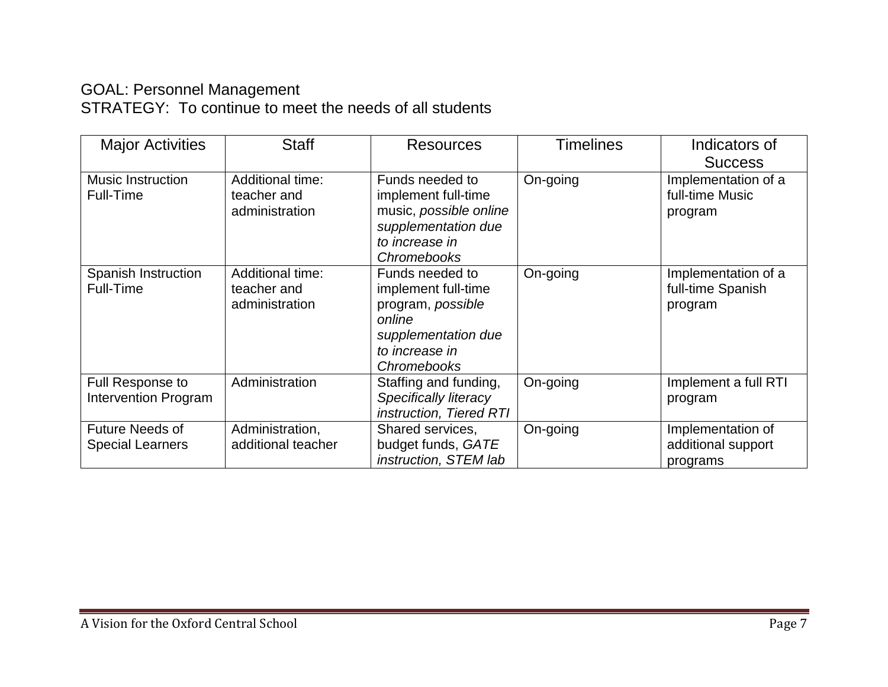GOAL: Personnel Management
STRATEGY: To continue to meet the needs of all students

| Major Activities | Staff | Resources | Timelines | Indicators of Success |
| --- | --- | --- | --- | --- |
| Music Instruction Full-Time | Additional time: teacher and administration | Funds needed to implement full-time music, *possible online supplementation due to increase in Chromebooks* | On-going | Implementation of a full-time Music program |
| Spanish Instruction Full-Time | Additional time: teacher and administration | Funds needed to implement full-time program, *possible online supplementation due to increase in Chromebooks* | On-going | Implementation of a full-time Spanish program |
| Full Response to Intervention Program | Administration | Staffing and funding, *Specifically literacy instruction, Tiered RTI* | On-going | Implement a full RTI program |
| Future Needs of Special Learners | Administration, additional teacher | Shared services, budget funds, *GATE instruction, STEM lab* | On-going | Implementation of additional support programs |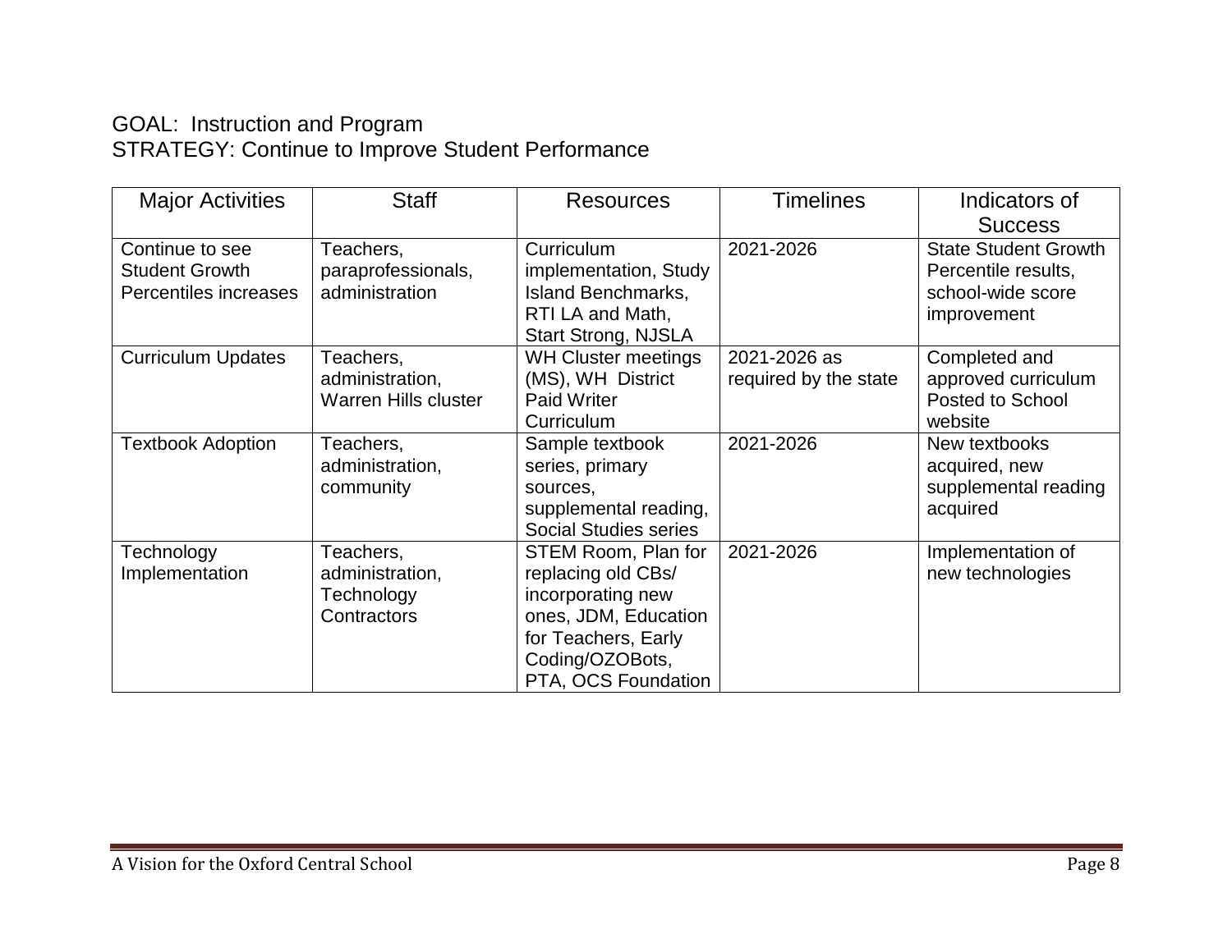GOAL: Instruction and Program
STRATEGY: Continue to Improve Student Performance

| Major Activities | Staff | Resources | Timelines | Indicators of Success |
|---|---|---|---|---|
| Continue to see Student Growth Percentiles increases | Teachers, paraprofessionals, administration | Curriculum implementation, Study Island Benchmarks, RTI LA and Math, Start Strong, NJSLA | 2021-2026 | State Student Growth Percentile results, school-wide score improvement |
| Curriculum Updates | Teachers, administration, Warren Hills cluster | WH Cluster meetings (MS), WH District Paid Writer Curriculum | 2021-2026 as required by the state | Completed and approved curriculum Posted to School website |
| Textbook Adoption | Teachers, administration, community | Sample textbook series, primary sources, supplemental reading, Social Studies series | 2021-2026 | New textbooks acquired, new supplemental reading acquired |
| Technology Implementation | Teachers, administration, Technology Contractors | STEM Room, Plan for replacing old CBs/ incorporating new ones, JDM, Education for Teachers, Early Coding/OZOBots, PTA, OCS Foundation | 2021-2026 | Implementation of new technologies |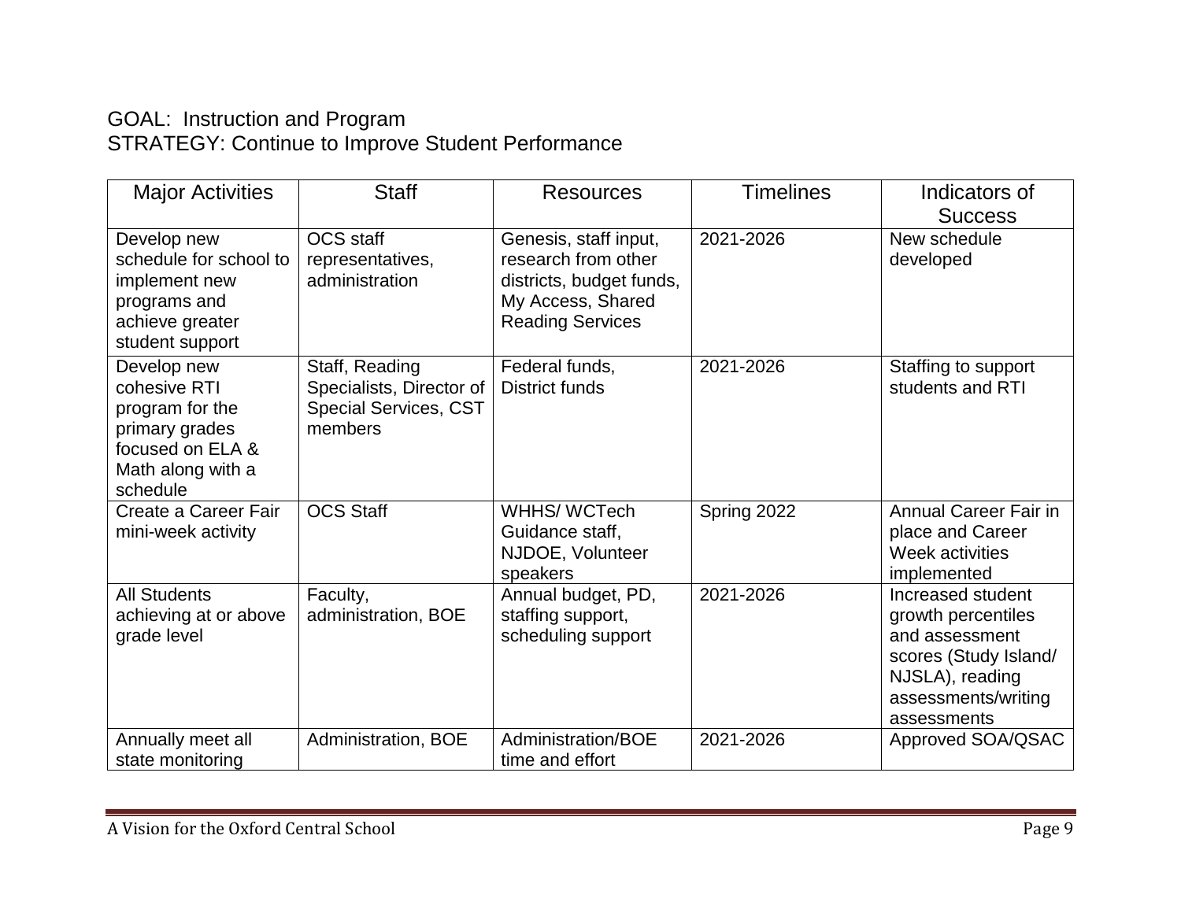GOAL: Instruction and Program
STRATEGY: Continue to Improve Student Performance

| Major Activities | Staff | Resources | Timelines | Indicators of Success |
|---|---|---|---|---|
| Develop new schedule for school to implement new programs and achieve greater student support | OCS staff representatives, administration | Genesis, staff input, research from other districts, budget funds, My Access, Shared Reading Services | 2021-2026 | New schedule developed |
| Develop new cohesive RTI program for the primary grades focused on ELA & Math along with a schedule | Staff, Reading Specialists, Director of Special Services, CST members | Federal funds, District funds | 2021-2026 | Staffing to support students and RTI |
| Create a Career Fair mini-week activity | OCS Staff | WHHS/ WCTech Guidance staff, NJDOE, Volunteer speakers | Spring 2022 | Annual Career Fair in place and Career Week activities implemented |
| All Students achieving at or above grade level | Faculty, administration, BOE | Annual budget, PD, staffing support, scheduling support | 2021-2026 | Increased student growth percentiles and assessment scores (Study Island/ NJSLA), reading assessments/writing assessments |
| Annually meet all state monitoring | Administration, BOE | Administration/BOE time and effort | 2021-2026 | Approved SOA/QSAC |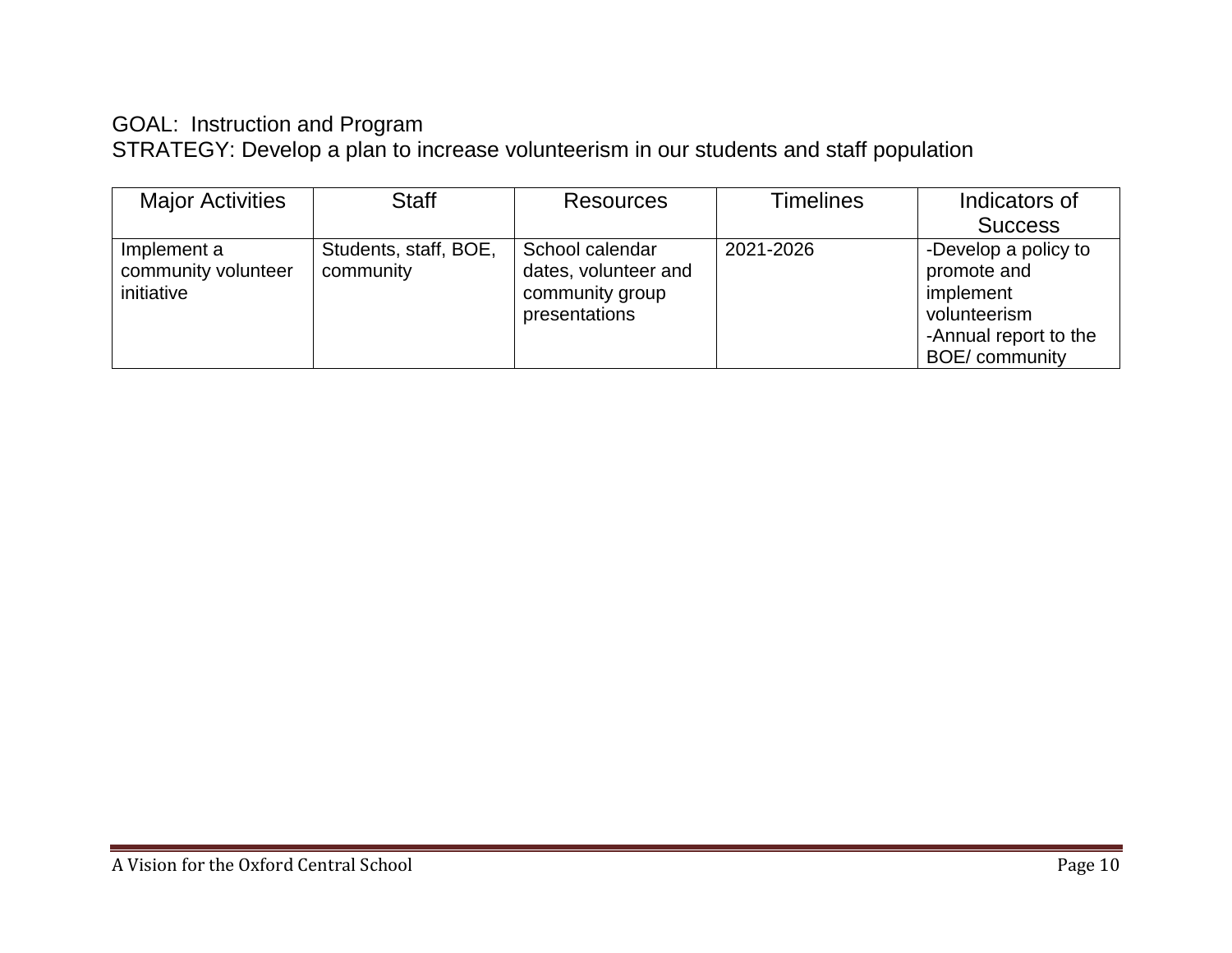GOAL: Instruction and Program

STRATEGY: Develop a plan to increase volunteerism in our students and staff population

| Major Activities | Staff | Resources | Timelines | Indicators of Success |
|---|---|---|---|---|
| Implement a community volunteer initiative | Students, staff, BOE, community | School calendar dates, volunteer and community group presentations | 2021-2026 | -Develop a policy to promote and implement volunteerism<br>-Annual report to the BOE/ community |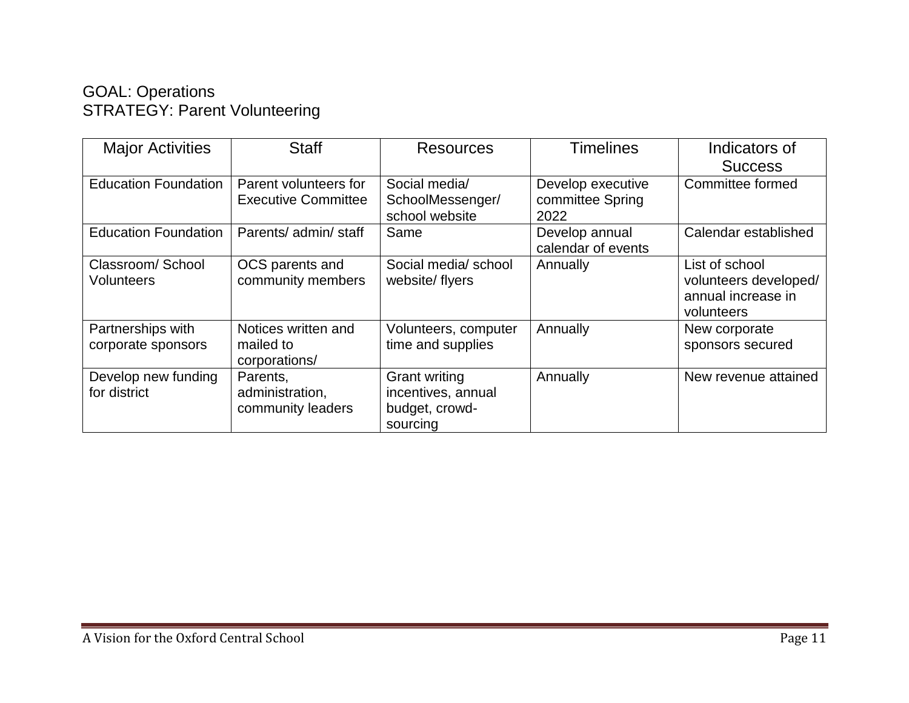GOAL: Operations
STRATEGY: Parent Volunteering

| Major Activities | Staff | Resources | Timelines | Indicators of Success |
|---|---|---|---|---|
| Education Foundation | Parent volunteers for Executive Committee | Social media/ SchoolMessenger/ school website | Develop executive committee Spring 2022 | Committee formed |
| Education Foundation | Parents/ admin/ staff | Same | Develop annual calendar of events | Calendar established |
| Classroom/ School Volunteers | OCS parents and community members | Social media/ school website/ flyers | Annually | List of school volunteers developed/ annual increase in volunteers |
| Partnerships with corporate sponsors | Notices written and mailed to corporations/ | Volunteers, computer time and supplies | Annually | New corporate sponsors secured |
| Develop new funding for district | Parents, administration, community leaders | Grant writing incentives, annual budget, crowd-sourcing | Annually | New revenue attained |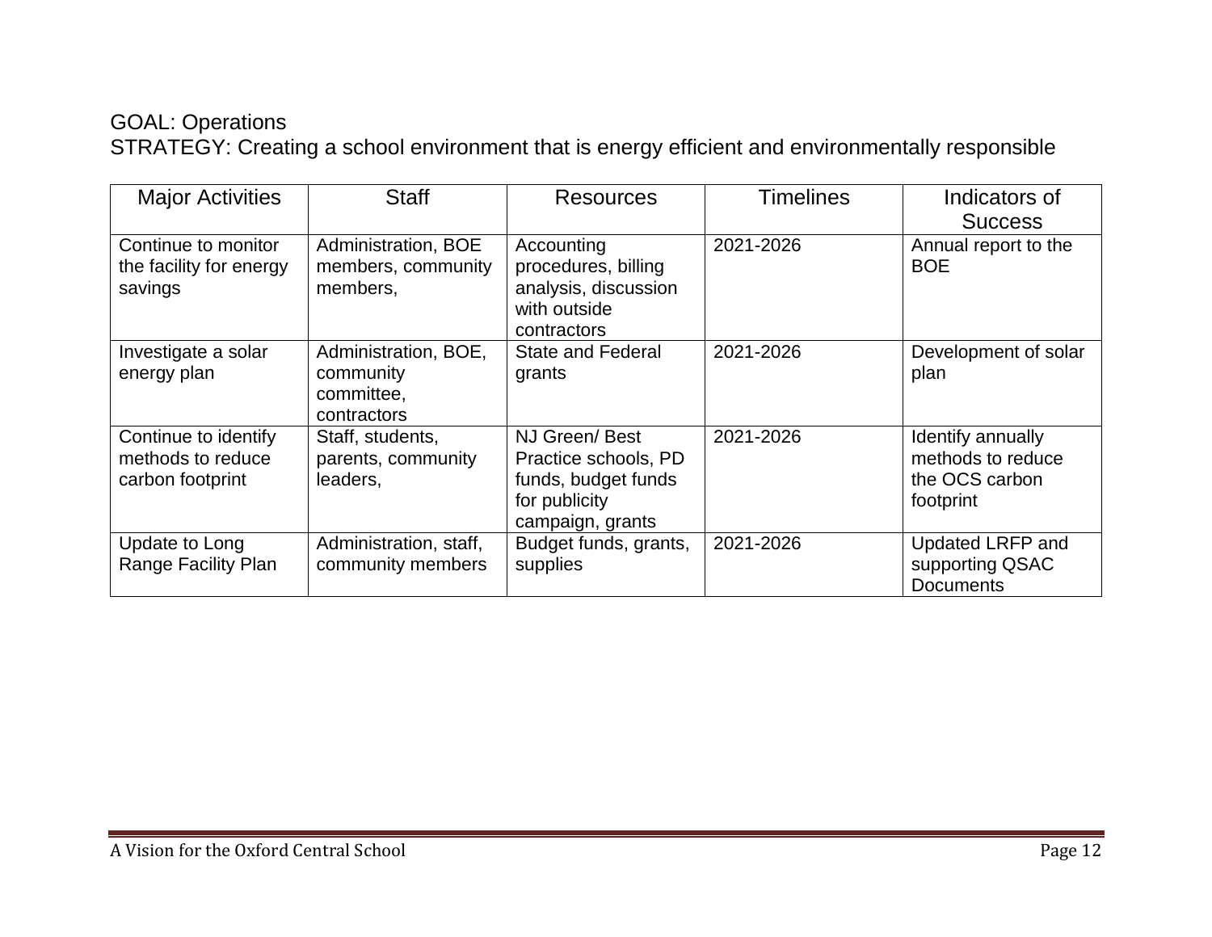GOAL: Operations

STRATEGY: Creating a school environment that is energy efficient and environmentally responsible

| Major Activities | Staff | Resources | Timelines | Indicators of Success |
|---|---|---|---|---|
| Continue to monitor the facility for energy savings | Administration, BOE members, community members, | Accounting procedures, billing analysis, discussion with outside contractors | 2021-2026 | Annual report to the BOE |
| Investigate a solar energy plan | Administration, BOE, community committee, contractors | State and Federal grants | 2021-2026 | Development of solar plan |
| Continue to identify methods to reduce carbon footprint | Staff, students, parents, community leaders, | NJ Green/ Best Practice schools, PD funds, budget funds for publicity campaign, grants | 2021-2026 | Identify annually methods to reduce the OCS carbon footprint |
| Update to Long Range Facility Plan | Administration, staff, community members | Budget funds, grants, supplies | 2021-2026 | Updated LRFP and supporting QSAC Documents |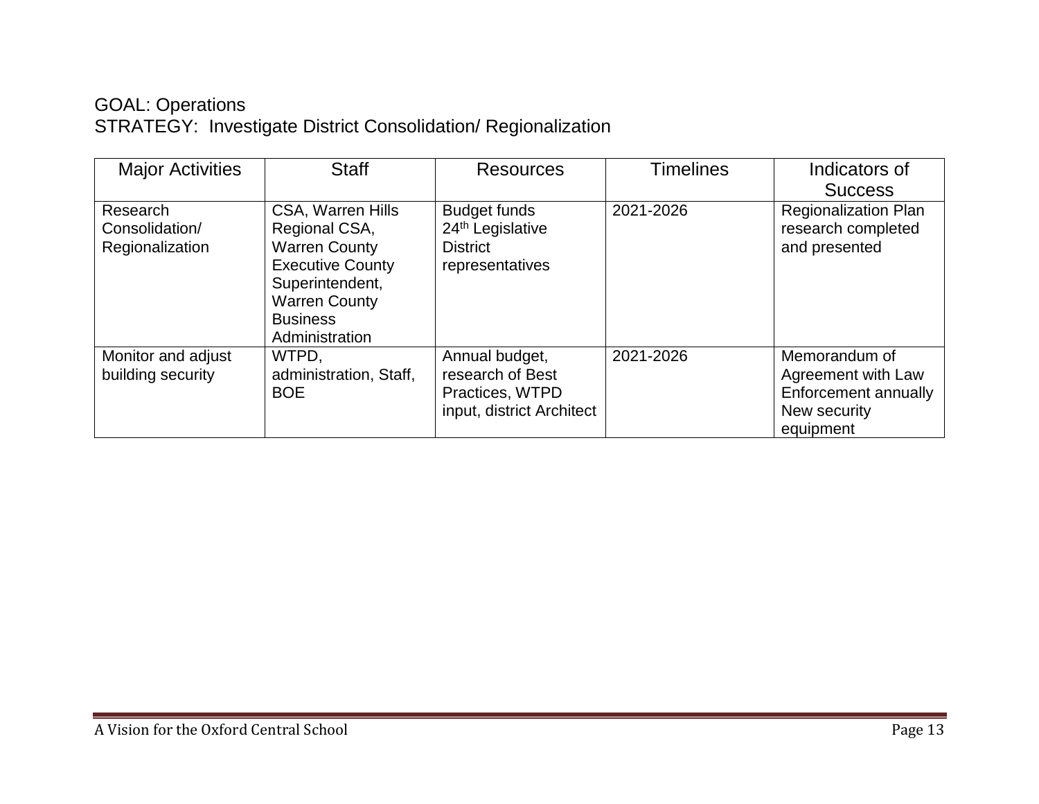GOAL: Operations

STRATEGY: Investigate District Consolidation/ Regionalization

| Major Activities | Staff | Resources | Timelines | Indicators of Success |
|---|---|---|---|---|
| Research Consolidation/ Regionalization | CSA, Warren Hills Regional CSA, Warren County Executive County Superintendent, Warren County Business Administration | Budget funds 24th Legislative District representatives | 2021-2026 | Regionalization Plan research completed and presented |
| Monitor and adjust building security | WTPD, administration, Staff, BOE | Annual budget, research of Best Practices, WTPD input, district Architect | 2021-2026 | Memorandum of Agreement with Law Enforcement annually New security equipment |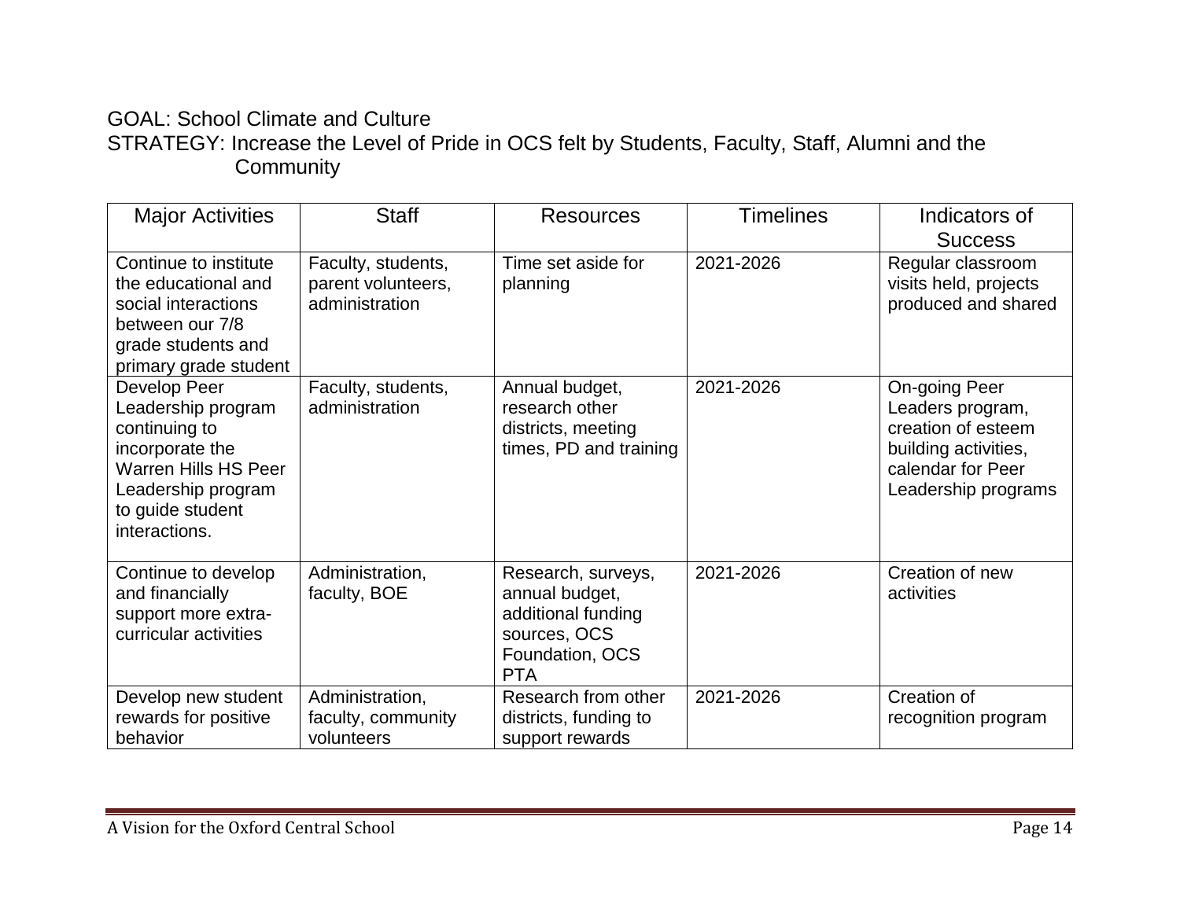GOAL: School Climate and Culture

STRATEGY: Increase the Level of Pride in OCS felt by Students, Faculty, Staff, Alumni and the Community

| Major Activities | Staff | Resources | Timelines | Indicators of Success |
|---|---|---|---|---|
| Continue to institute the educational and social interactions between our 7/8 grade students and primary grade student | Faculty, students, parent volunteers, administration | Time set aside for planning | 2021-2026 | Regular classroom visits held, projects produced and shared |
| Develop Peer Leadership program continuing to incorporate the Warren Hills HS Peer Leadership program to guide student interactions. | Faculty, students, administration | Annual budget, research other districts, meeting times, PD and training | 2021-2026 | On-going Peer Leaders program, creation of esteem building activities, calendar for Peer Leadership programs |
| Continue to develop and financially support more extra-curricular activities | Administration, faculty, BOE | Research, surveys, annual budget, additional funding sources, OCS Foundation, OCS PTA | 2021-2026 | Creation of new activities |
| Develop new student rewards for positive behavior | Administration, faculty, community volunteers | Research from other districts, funding to support rewards | 2021-2026 | Creation of recognition program |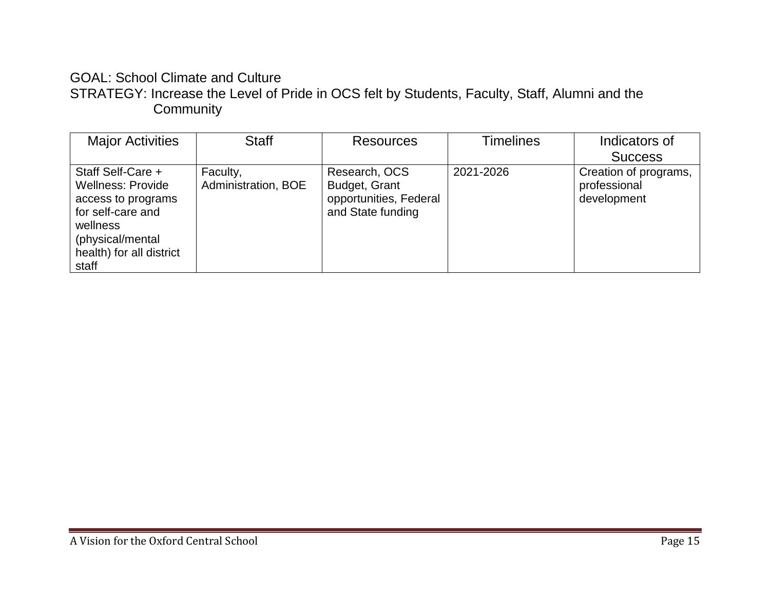GOAL: School Climate and Culture

STRATEGY: Increase the Level of Pride in OCS felt by Students, Faculty, Staff, Alumni and the Community

| Major Activities | Staff | Resources | Timelines | Indicators of Success |
| --- | --- | --- | --- | --- |
| Staff Self-Care + Wellness: Provide access to programs for self-care and wellness (physical/mental health) for all district staff | Faculty, Administration, BOE | Research, OCS Budget, Grant opportunities, Federal and State funding | 2021-2026 | Creation of programs, professional development |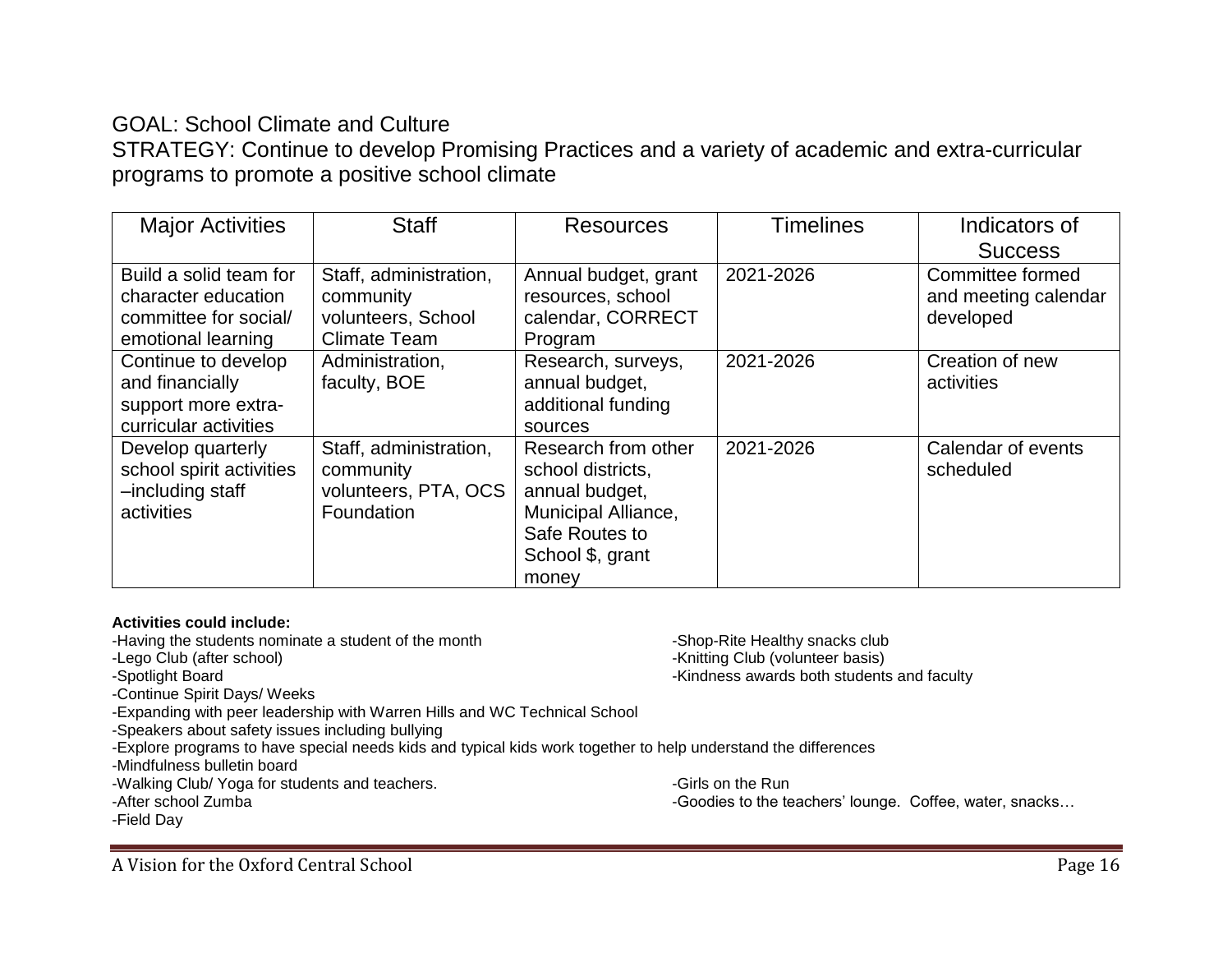GOAL: School Climate and Culture

STRATEGY: Continue to develop Promising Practices and a variety of academic and extra-curricular programs to promote a positive school climate

| Major Activities | Staff | Resources | Timelines | Indicators of Success |
| --- | --- | --- | --- | --- |
| Build a solid team for character education committee for social/ emotional learning | Staff, administration, community volunteers, School Climate Team | Annual budget, grant resources, school calendar, CORRECT Program | 2021-2026 | Committee formed and meeting calendar developed |
| Continue to develop and financially support more extra-curricular activities | Administration, faculty, BOE | Research, surveys, annual budget, additional funding sources | 2021-2026 | Creation of new activities |
| Develop quarterly school spirit activities –including staff activities | Staff, administration, community volunteers, PTA, OCS Foundation | Research from other school districts, annual budget, Municipal Alliance, Safe Routes to School $, grant money | 2021-2026 | Calendar of events scheduled |

**Activities could include:**

- -Having the students nominate a student of the month
- -Lego Club (after school)
- -Spotlight Board
- -Continue Spirit Days/ Weeks
- -Expanding with peer leadership with Warren Hills and WC Technical School
- -Speakers about safety issues including bullying
- -Explore programs to have special needs kids and typical kids work together to help understand the differences
- -Mindfulness bulletin board
- -Walking Club/ Yoga for students and teachers.
- -After school Zumba
- -Field Day
- -Shop-Rite Healthy snacks club
- -Knitting Club (volunteer basis)
- -Kindness awards both students and faculty
- -Girls on the Run
- -Goodies to the teachers' lounge. Coffee, water, snacks…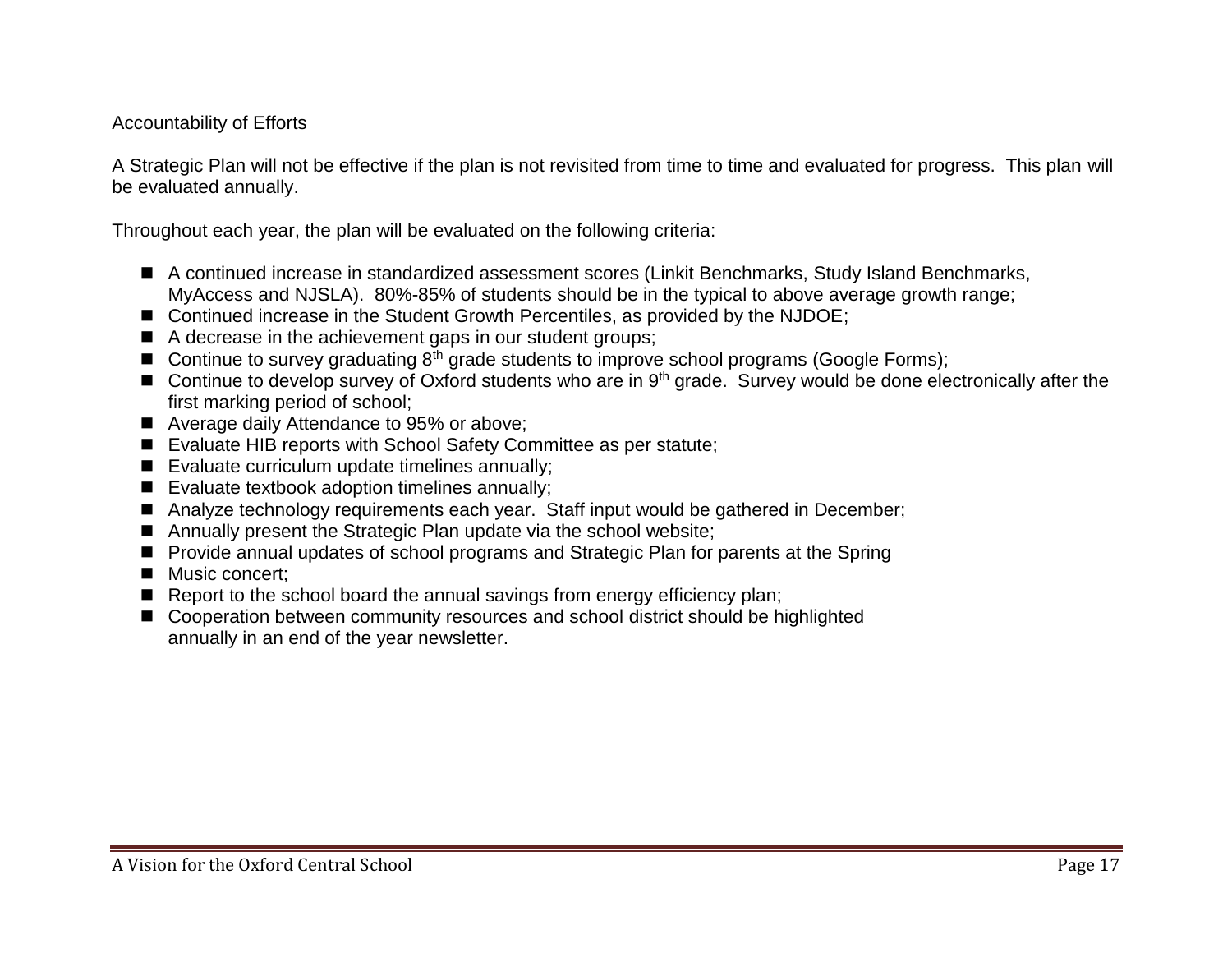Accountability of Efforts

A Strategic Plan will not be effective if the plan is not revisited from time to time and evaluated for progress. This plan will be evaluated annually.

Throughout each year, the plan will be evaluated on the following criteria:

- A continued increase in standardized assessment scores (Linkit Benchmarks, Study Island Benchmarks, MyAccess and NJSLA). 80%-85% of students should be in the typical to above average growth range;
- Continued increase in the Student Growth Percentiles, as provided by the NJDOE;
- A decrease in the achievement gaps in our student groups;
- Continue to survey graduating 8th grade students to improve school programs (Google Forms);
- Continue to develop survey of Oxford students who are in 9th grade. Survey would be done electronically after the first marking period of school;
- Average daily Attendance to 95% or above;
- Evaluate HIB reports with School Safety Committee as per statute;
- Evaluate curriculum update timelines annually;
- Evaluate textbook adoption timelines annually;
- Analyze technology requirements each year. Staff input would be gathered in December;
- Annually present the Strategic Plan update via the school website;
- Provide annual updates of school programs and Strategic Plan for parents at the Spring
- Music concert;
- Report to the school board the annual savings from energy efficiency plan;
- Cooperation between community resources and school district should be highlighted annually in an end of the year newsletter.